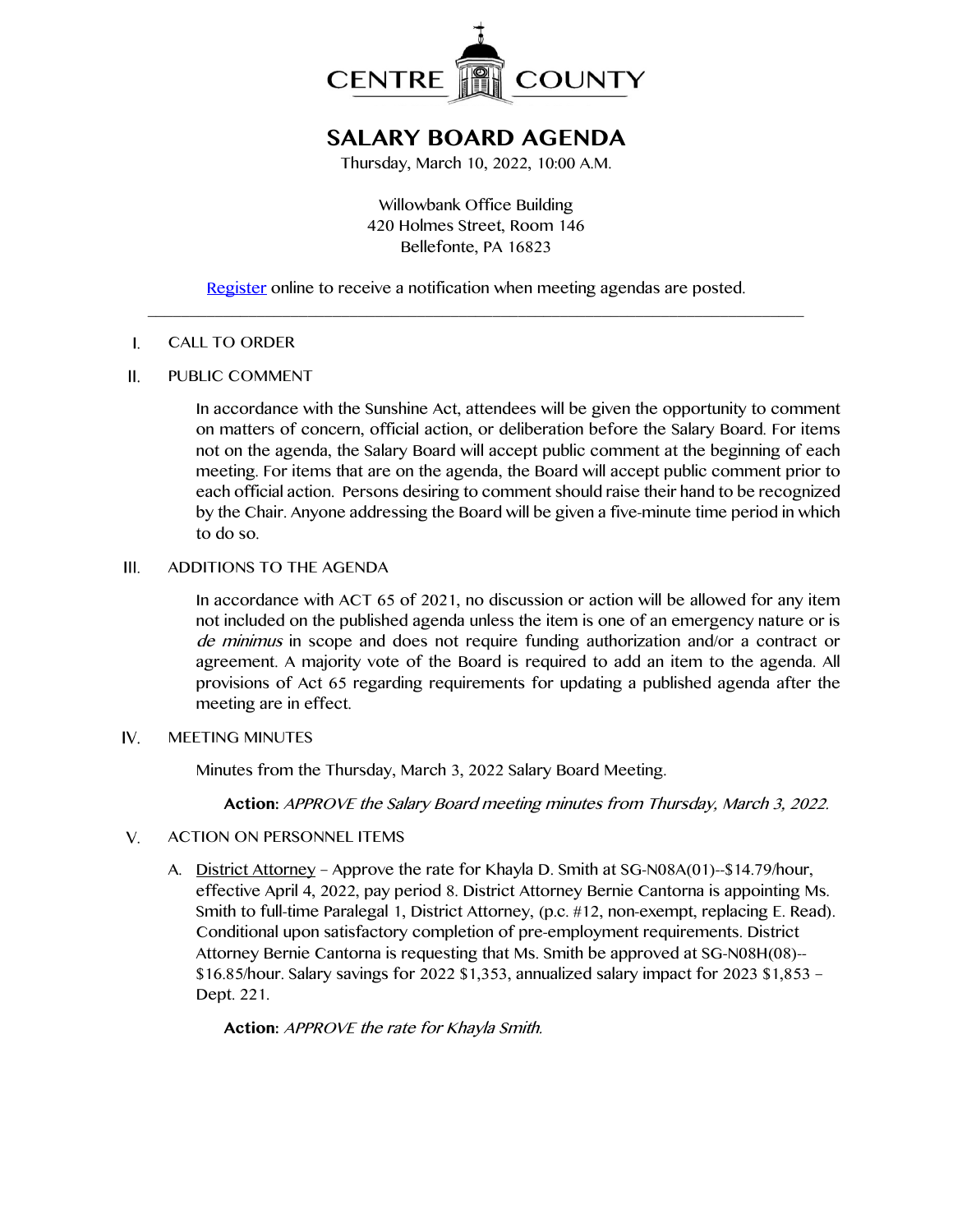# CENTRE COUNTY

## SALARY BOARD AGENDA

Thursday, March 10, 2022, 10:00 A.M.

Willowbank Office Building
420 Holmes Street, Room 146
Bellefonte, PA 16823

Register online to receive a notification when meeting agendas are posted.

---

I. CALL TO ORDER

II. PUBLIC COMMENT

In accordance with the Sunshine Act, attendees will be given the opportunity to comment on matters of concern, official action, or deliberation before the Salary Board. For items not on the agenda, the Salary Board will accept public comment at the beginning of each meeting. For items that are on the agenda, the Board will accept public comment prior to each official action. Persons desiring to comment should raise their hand to be recognized by the Chair. Anyone addressing the Board will be given a five-minute time period in which to do so.

III. ADDITIONS TO THE AGENDA

In accordance with ACT 65 of 2021, no discussion or action will be allowed for any item not included on the published agenda unless the item is one of an emergency nature or is *de minimus* in scope and does not require funding authorization and/or a contract or agreement. A majority vote of the Board is required to add an item to the agenda. All provisions of Act 65 regarding requirements for updating a published agenda after the meeting are in effect.

IV. MEETING MINUTES

Minutes from the Thursday, March 3, 2022 Salary Board Meeting.

**Action:** *APPROVE the Salary Board meeting minutes from Thursday, March 3, 2022.*

V. ACTION ON PERSONNEL ITEMS

A. District Attorney – Approve the rate for Khayla D. Smith at SG-N08A(01)--$14.79/hour, effective April 4, 2022, pay period 8. District Attorney Bernie Cantorna is appointing Ms. Smith to full-time Paralegal 1, District Attorney, (p.c. #12, non-exempt, replacing E. Read). Conditional upon satisfactory completion of pre-employment requirements. District Attorney Bernie Cantorna is requesting that Ms. Smith be approved at SG-N08H(08)--$16.85/hour. Salary savings for 2022 $1,353, annualized salary impact for 2023 $1,853 – Dept. 221.

**Action:** *APPROVE the rate for Khayla Smith.*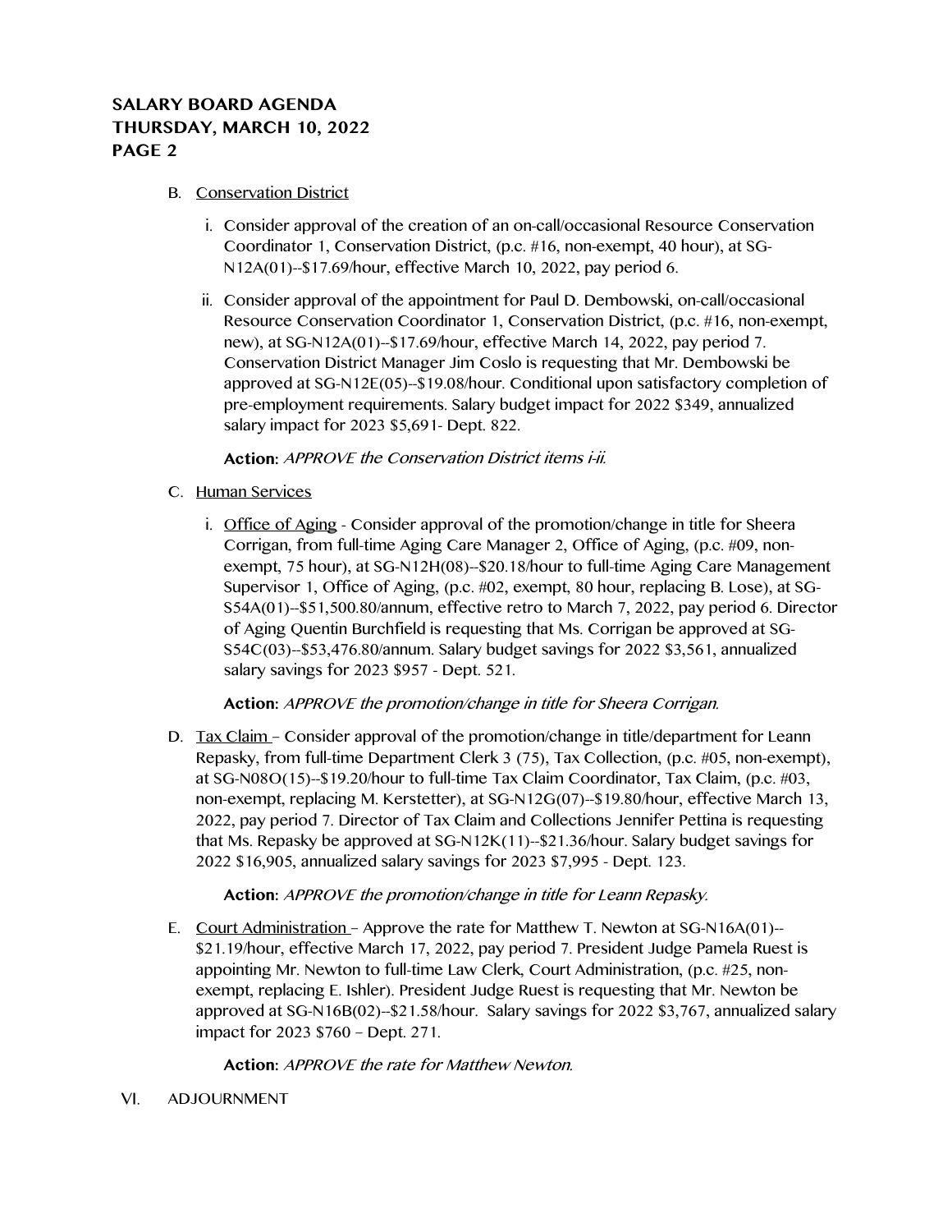B. Conservation District

   i. Consider approval of the creation of an on-call/occasional Resource Conservation Coordinator 1, Conservation District, (p.c. #16, non-exempt, 40 hour), at SG-N12A(01)--$17.69/hour, effective March 10, 2022, pay period 6.

   ii. Consider approval of the appointment for Paul D. Dembowski, on-call/occasional Resource Conservation Coordinator 1, Conservation District, (p.c. #16, non-exempt, new), at SG-N12A(01)--$17.69/hour, effective March 14, 2022, pay period 7. Conservation District Manager Jim Coslo is requesting that Mr. Dembowski be approved at SG-N12E(05)--$19.08/hour. Conditional upon satisfactory completion of pre-employment requirements. Salary budget impact for 2022 $349, annualized salary impact for 2023 $5,691- Dept. 822.

   **Action:** *APPROVE the Conservation District items i-ii.*

C. Human Services

   i. Office of Aging - Consider approval of the promotion/change in title for Sheera Corrigan, from full-time Aging Care Manager 2, Office of Aging, (p.c. #09, non-exempt, 75 hour), at SG-N12H(08)--$20.18/hour to full-time Aging Care Management Supervisor 1, Office of Aging, (p.c. #02, exempt, 80 hour, replacing B. Lose), at SG-S54A(01)--$51,500.80/annum, effective retro to March 7, 2022, pay period 6. Director of Aging Quentin Burchfield is requesting that Ms. Corrigan be approved at SG-S54C(03)--$53,476.80/annum. Salary budget savings for 2022 $3,561, annualized salary savings for 2023 $957 - Dept. 521.

   **Action:** *APPROVE the promotion/change in title for Sheera Corrigan.*

D. Tax Claim – Consider approval of the promotion/change in title/department for Leann Repasky, from full-time Department Clerk 3 (75), Tax Collection, (p.c. #05, non-exempt), at SG-N08O(15)--$19.20/hour to full-time Tax Claim Coordinator, Tax Claim, (p.c. #03, non-exempt, replacing M. Kerstetter), at SG-N12G(07)--$19.80/hour, effective March 13, 2022, pay period 7. Director of Tax Claim and Collections Jennifer Pettina is requesting that Ms. Repasky be approved at SG-N12K(11)--$21.36/hour. Salary budget savings for 2022 $16,905, annualized salary savings for 2023 $7,995 - Dept. 123.

   **Action:** *APPROVE the promotion/change in title for Leann Repasky.*

E. Court Administration – Approve the rate for Matthew T. Newton at SG-N16A(01)--$21.19/hour, effective March 17, 2022, pay period 7. President Judge Pamela Ruest is appointing Mr. Newton to full-time Law Clerk, Court Administration, (p.c. #25, non-exempt, replacing E. Ishler). President Judge Ruest is requesting that Mr. Newton be approved at SG-N16B(02)--$21.58/hour. Salary savings for 2022 $3,767, annualized salary impact for 2023 $760 – Dept. 271.

   **Action:** *APPROVE the rate for Matthew Newton.*

VI. ADJOURNMENT